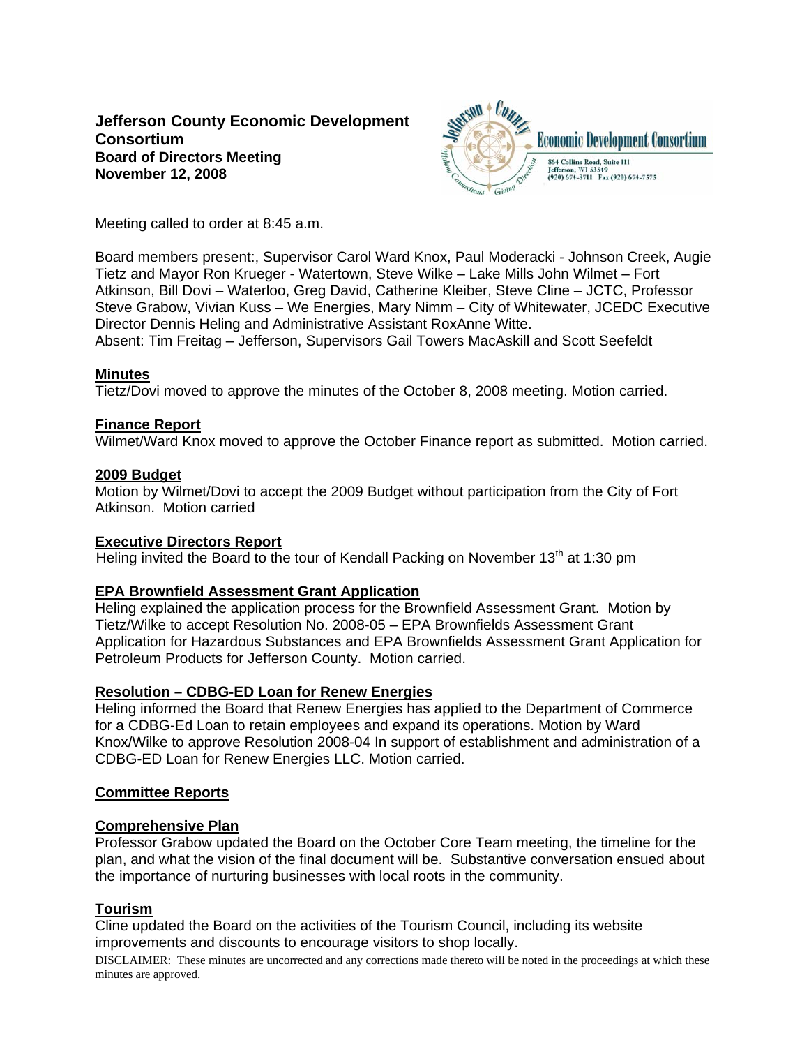**Jefferson County Economic Development Consortium**
**Board of Directors Meeting**
**November 12, 2008**

Economic Development Consortium
864 Collins Road, Suite 111
Jefferson, WI 53549
(920) 674-8711 Fax (920) 674-7575

Meeting called to order at 8:45 a.m.

Board members present:, Supervisor Carol Ward Knox, Paul Moderacki - Johnson Creek, Augie Tietz and Mayor Ron Krueger - Watertown, Steve Wilke – Lake Mills John Wilmet – Fort Atkinson, Bill Dovi – Waterloo, Greg David, Catherine Kleiber, Steve Cline – JCTC, Professor Steve Grabow, Vivian Kuss – We Energies, Mary Nimm – City of Whitewater, JCEDC Executive Director Dennis Heling and Administrative Assistant RoxAnne Witte.
Absent: Tim Freitag – Jefferson, Supervisors Gail Towers MacAskill and Scott Seefeldt

## Minutes

Tietz/Dovi moved to approve the minutes of the October 8, 2008 meeting. Motion carried.

## Finance Report

Wilmet/Ward Knox moved to approve the October Finance report as submitted. Motion carried.

## 2009 Budget

Motion by Wilmet/Dovi to accept the 2009 Budget without participation from the City of Fort Atkinson. Motion carried

## Executive Directors Report

Heling invited the Board to the tour of Kendall Packing on November 13th at 1:30 pm

## EPA Brownfield Assessment Grant Application

Heling explained the application process for the Brownfield Assessment Grant. Motion by Tietz/Wilke to accept Resolution No. 2008-05 – EPA Brownfields Assessment Grant Application for Hazardous Substances and EPA Brownfields Assessment Grant Application for Petroleum Products for Jefferson County. Motion carried.

## Resolution – CDBG-ED Loan for Renew Energies

Heling informed the Board that Renew Energies has applied to the Department of Commerce for a CDBG-Ed Loan to retain employees and expand its operations. Motion by Ward Knox/Wilke to approve Resolution 2008-04 In support of establishment and administration of a CDBG-ED Loan for Renew Energies LLC. Motion carried.

## Committee Reports

### Comprehensive Plan

Professor Grabow updated the Board on the October Core Team meeting, the timeline for the plan, and what the vision of the final document will be. Substantive conversation ensued about the importance of nurturing businesses with local roots in the community.

### Tourism

Cline updated the Board on the activities of the Tourism Council, including its website improvements and discounts to encourage visitors to shop locally.

DISCLAIMER: These minutes are uncorrected and any corrections made thereto will be noted in the proceedings at which these minutes are approved.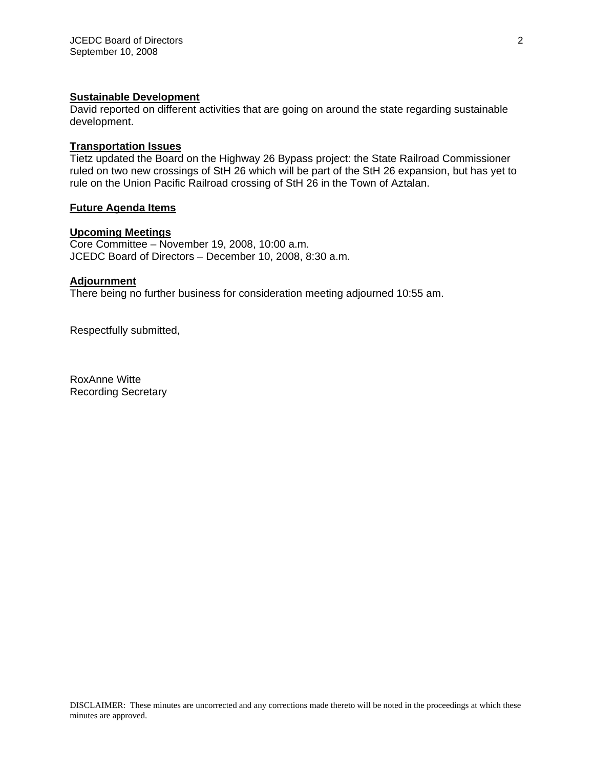**Sustainable Development**
David reported on different activities that are going on around the state regarding sustainable development.

**Transportation Issues**
Tietz updated the Board on the Highway 26 Bypass project: the State Railroad Commissioner ruled on two new crossings of StH 26 which will be part of the StH 26 expansion, but has yet to rule on the Union Pacific Railroad crossing of StH 26 in the Town of Aztalan.

**Future Agenda Items**

**Upcoming Meetings**
Core Committee – November 19, 2008, 10:00 a.m.
JCEDC Board of Directors – December 10, 2008, 8:30 a.m.

**Adjournment**
There being no further business for consideration meeting adjourned 10:55 am.

Respectfully submitted,

RoxAnne Witte
Recording Secretary

DISCLAIMER: These minutes are uncorrected and any corrections made thereto will be noted in the proceedings at which these minutes are approved.